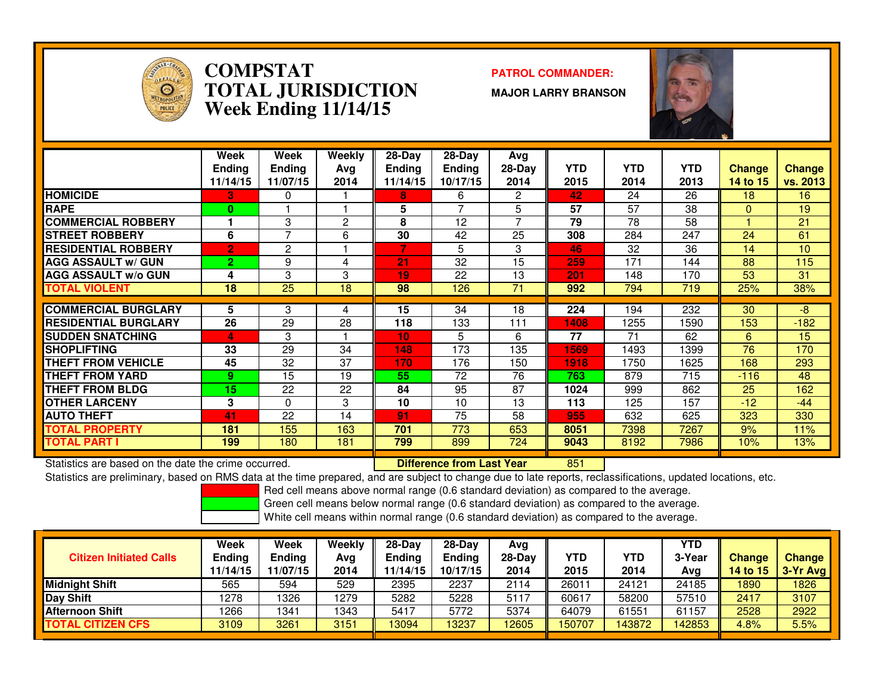# COMPSTAT
# TOTAL JURISDICTION
## Week Ending 11/14/15

**PATROL COMMANDER:**

**MAJOR LARRY BRANSON**

| | Week Ending 11/14/15 | Week Ending 11/07/15 | Weekly Avg 2014 | 28-Day Ending 11/14/15 | 28-Day Ending 10/17/15 | Avg 28-Day 2014 | YTD 2015 | YTD 2014 | YTD 2013 | Change 14 to 15 | Change vs. 2013 |
|---|---|---|---|---|---|---|---|---|---|---|---|
| HOMICIDE | 3 | 0 | 1 | 8 | 6 | 2 | 42 | 24 | 26 | 18 | 16 |
| RAPE | 0 | 1 | 1 | 5 | 7 | 5 | 57 | 57 | 38 | 0 | 19 |
| COMMERCIAL ROBBERY | 1 | 3 | 2 | 8 | 12 | 7 | 79 | 78 | 58 | 1 | 21 |
| STREET ROBBERY | 6 | 7 | 6 | 30 | 42 | 25 | 308 | 284 | 247 | 24 | 61 |
| RESIDENTIAL ROBBERY | 2 | 2 | 1 | 7 | 5 | 3 | 46 | 32 | 36 | 14 | 10 |
| AGG ASSAULT w/ GUN | 2 | 9 | 4 | 21 | 32 | 15 | 259 | 171 | 144 | 88 | 115 |
| AGG ASSAULT w/o GUN | 4 | 3 | 3 | 19 | 22 | 13 | 201 | 148 | 170 | 53 | 31 |
| TOTAL VIOLENT | 18 | 25 | 18 | 98 | 126 | 71 | 992 | 794 | 719 | 25% | 38% |
| COMMERCIAL BURGLARY | 5 | 3 | 4 | 15 | 34 | 18 | 224 | 194 | 232 | 30 | -8 |
| RESIDENTIAL BURGLARY | 26 | 29 | 28 | 118 | 133 | 111 | 1408 | 1255 | 1590 | 153 | -182 |
| SUDDEN SNATCHING | 4 | 3 | 1 | 10 | 5 | 6 | 77 | 71 | 62 | 6 | 15 |
| SHOPLIFTING | 33 | 29 | 34 | 148 | 173 | 135 | 1569 | 1493 | 1399 | 76 | 170 |
| THEFT FROM VEHICLE | 45 | 32 | 37 | 170 | 176 | 150 | 1918 | 1750 | 1625 | 168 | 293 |
| THEFT FROM YARD | 9 | 15 | 19 | 55 | 72 | 76 | 763 | 879 | 715 | -116 | 48 |
| THEFT FROM BLDG | 15 | 22 | 22 | 84 | 95 | 87 | 1024 | 999 | 862 | 25 | 162 |
| OTHER LARCENY | 3 | 0 | 3 | 10 | 10 | 13 | 113 | 125 | 157 | -12 | -44 |
| AUTO THEFT | 41 | 22 | 14 | 91 | 75 | 58 | 955 | 632 | 625 | 323 | 330 |
| TOTAL PROPERTY | 181 | 155 | 163 | 701 | 773 | 653 | 8051 | 7398 | 7267 | 9% | 11% |
| TOTAL PART I | 199 | 180 | 181 | 799 | 899 | 724 | 9043 | 8192 | 7986 | 10% | 13% |

Statistics are based on the date the crime occurred.

**Difference from Last Year** 851

Statistics are preliminary, based on RMS data at the time prepared, and are subject to change due to late reports, reclassifications, updated locations, etc.

Red cell means above normal range (0.6 standard deviation) as compared to the average.

Green cell means below normal range (0.6 standard deviation) as compared to the average.

White cell means within normal range (0.6 standard deviation) as compared to the average.

| Citizen Initiated Calls | Week Ending 11/14/15 | Week Ending 11/07/15 | Weekly Avg 2014 | 28-Day Ending 11/14/15 | 28-Day Ending 10/17/15 | Avg 28-Day 2014 | YTD 2015 | YTD 2014 | YTD 3-Year Avg | Change 14 to 15 | Change 3-Yr Avg |
|---|---|---|---|---|---|---|---|---|---|---|---|
| Midnight Shift | 565 | 594 | 529 | 2395 | 2237 | 2114 | 26011 | 24121 | 24185 | 1890 | 1826 |
| Day Shift | 1278 | 1326 | 1279 | 5282 | 5228 | 5117 | 60617 | 58200 | 57510 | 2417 | 3107 |
| Afternoon Shift | 1266 | 1341 | 1343 | 5417 | 5772 | 5374 | 64079 | 61551 | 61157 | 2528 | 2922 |
| TOTAL CITIZEN CFS | 3109 | 3261 | 3151 | 13094 | 13237 | 12605 | 150707 | 143872 | 142853 | 4.8% | 5.5% |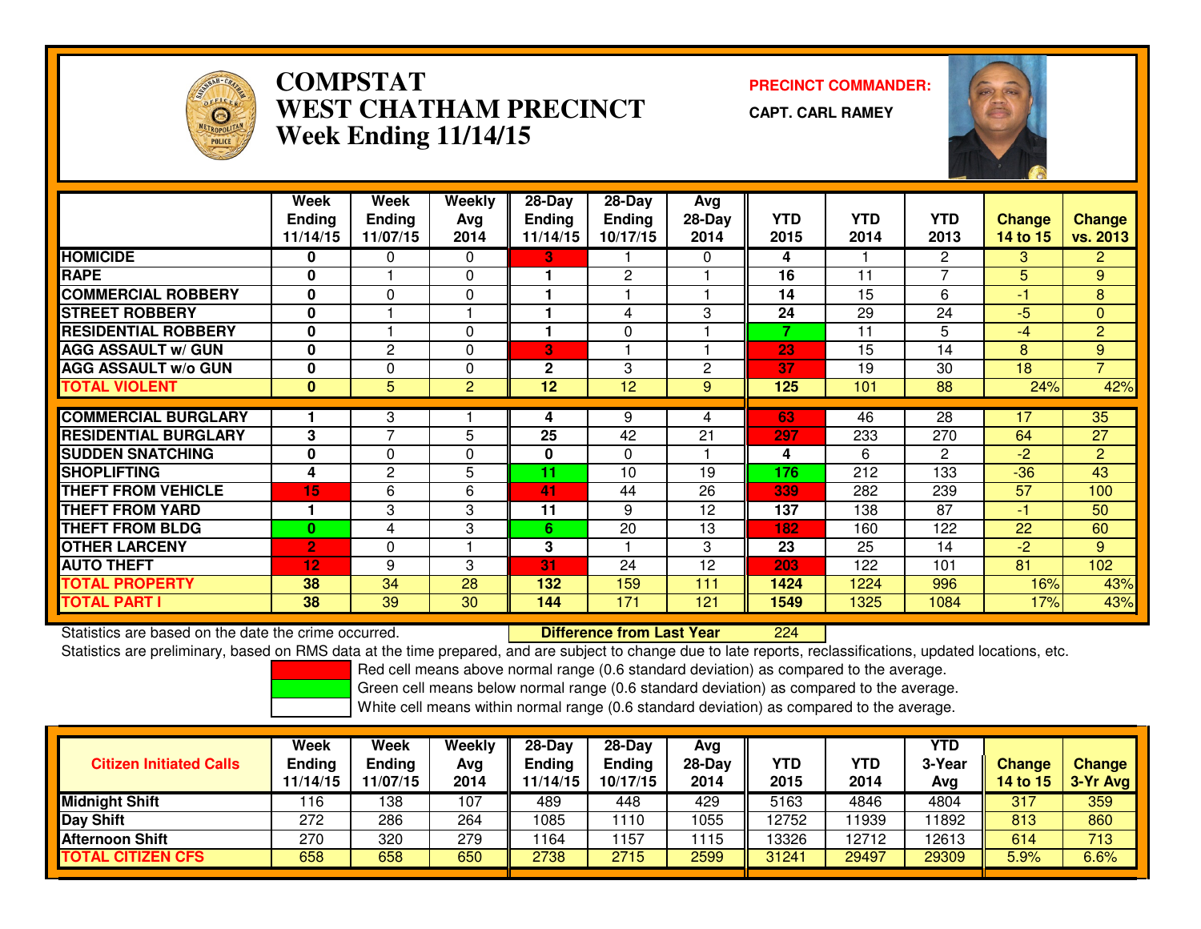# COMPSTAT
# WEST CHATHAM PRECINCT
# Week Ending 11/14/15

**PRECINCT COMMANDER:**

**CAPT. CARL RAMEY**

| | Week Ending 11/14/15 | Week Ending 11/07/15 | Weekly Avg 2014 | 28-Day Ending 11/14/15 | 28-Day Ending 10/17/15 | Avg 28-Day 2014 | YTD 2015 | YTD 2014 | YTD 2013 | Change 14 to 15 | Change vs. 2013 |
|---|---|---|---|---|---|---|---|---|---|---|---|
| HOMICIDE | 0 | 0 | 0 | 3 | 1 | 0 | 4 | 1 | 2 | 3 | 2 |
| RAPE | 0 | 1 | 0 | 1 | 2 | 1 | 16 | 11 | 7 | 5 | 9 |
| COMMERCIAL ROBBERY | 0 | 0 | 0 | 1 | 1 | 1 | 14 | 15 | 6 | -1 | 8 |
| STREET ROBBERY | 0 | 1 | 1 | 1 | 4 | 3 | 24 | 29 | 24 | -5 | 0 |
| RESIDENTIAL ROBBERY | 0 | 1 | 0 | 1 | 0 | 1 | 7 | 11 | 5 | -4 | 2 |
| AGG ASSAULT w/ GUN | 0 | 2 | 0 | 3 | 1 | 1 | 23 | 15 | 14 | 8 | 9 |
| AGG ASSAULT w/o GUN | 0 | 0 | 0 | 2 | 3 | 2 | 37 | 19 | 30 | 18 | 7 |
| TOTAL VIOLENT | 0 | 5 | 2 | 12 | 12 | 9 | 125 | 101 | 88 | 24% | 42% |
| COMMERCIAL BURGLARY | 1 | 3 | 1 | 4 | 9 | 4 | 63 | 46 | 28 | 17 | 35 |
| RESIDENTIAL BURGLARY | 3 | 7 | 5 | 25 | 42 | 21 | 297 | 233 | 270 | 64 | 27 |
| SUDDEN SNATCHING | 0 | 0 | 0 | 0 | 0 | 1 | 4 | 6 | 2 | -2 | 2 |
| SHOPLIFTING | 4 | 2 | 5 | 11 | 10 | 19 | 176 | 212 | 133 | -36 | 43 |
| THEFT FROM VEHICLE | 15 | 6 | 6 | 41 | 44 | 26 | 339 | 282 | 239 | 57 | 100 |
| THEFT FROM YARD | 1 | 3 | 3 | 11 | 9 | 12 | 137 | 138 | 87 | -1 | 50 |
| THEFT FROM BLDG | 0 | 4 | 3 | 6 | 20 | 13 | 182 | 160 | 122 | 22 | 60 |
| OTHER LARCENY | 2 | 0 | 1 | 3 | 1 | 3 | 23 | 25 | 14 | -2 | 9 |
| AUTO THEFT | 12 | 9 | 3 | 31 | 24 | 12 | 203 | 122 | 101 | 81 | 102 |
| TOTAL PROPERTY | 38 | 34 | 28 | 132 | 159 | 111 | 1424 | 1224 | 996 | 16% | 43% |
| TOTAL PART I | 38 | 39 | 30 | 144 | 171 | 121 | 1549 | 1325 | 1084 | 17% | 43% |

Statistics are based on the date the crime occurred. **Difference from Last Year** 224

Statistics are preliminary, based on RMS data at the time prepared, and are subject to change due to late reports, reclassifications, updated locations, etc.

Red cell means above normal range (0.6 standard deviation) as compared to the average.

Green cell means below normal range (0.6 standard deviation) as compared to the average.

White cell means within normal range (0.6 standard deviation) as compared to the average.

| Citizen Initiated Calls | Week Ending 11/14/15 | Week Ending 11/07/15 | Weekly Avg 2014 | 28-Day Ending 11/14/15 | 28-Day Ending 10/17/15 | Avg 28-Day 2014 | YTD 2015 | YTD 2014 | YTD 3-Year Avg | Change 14 to 15 | Change 3-Yr Avg |
|---|---|---|---|---|---|---|---|---|---|---|---|
| Midnight Shift | 116 | 138 | 107 | 489 | 448 | 429 | 5163 | 4846 | 4804 | 317 | 359 |
| Day Shift | 272 | 286 | 264 | 1085 | 1110 | 1055 | 12752 | 11939 | 11892 | 813 | 860 |
| Afternoon Shift | 270 | 320 | 279 | 1164 | 1157 | 1115 | 13326 | 12712 | 12613 | 614 | 713 |
| TOTAL CITIZEN CFS | 658 | 658 | 650 | 2738 | 2715 | 2599 | 31241 | 29497 | 29309 | 5.9% | 6.6% |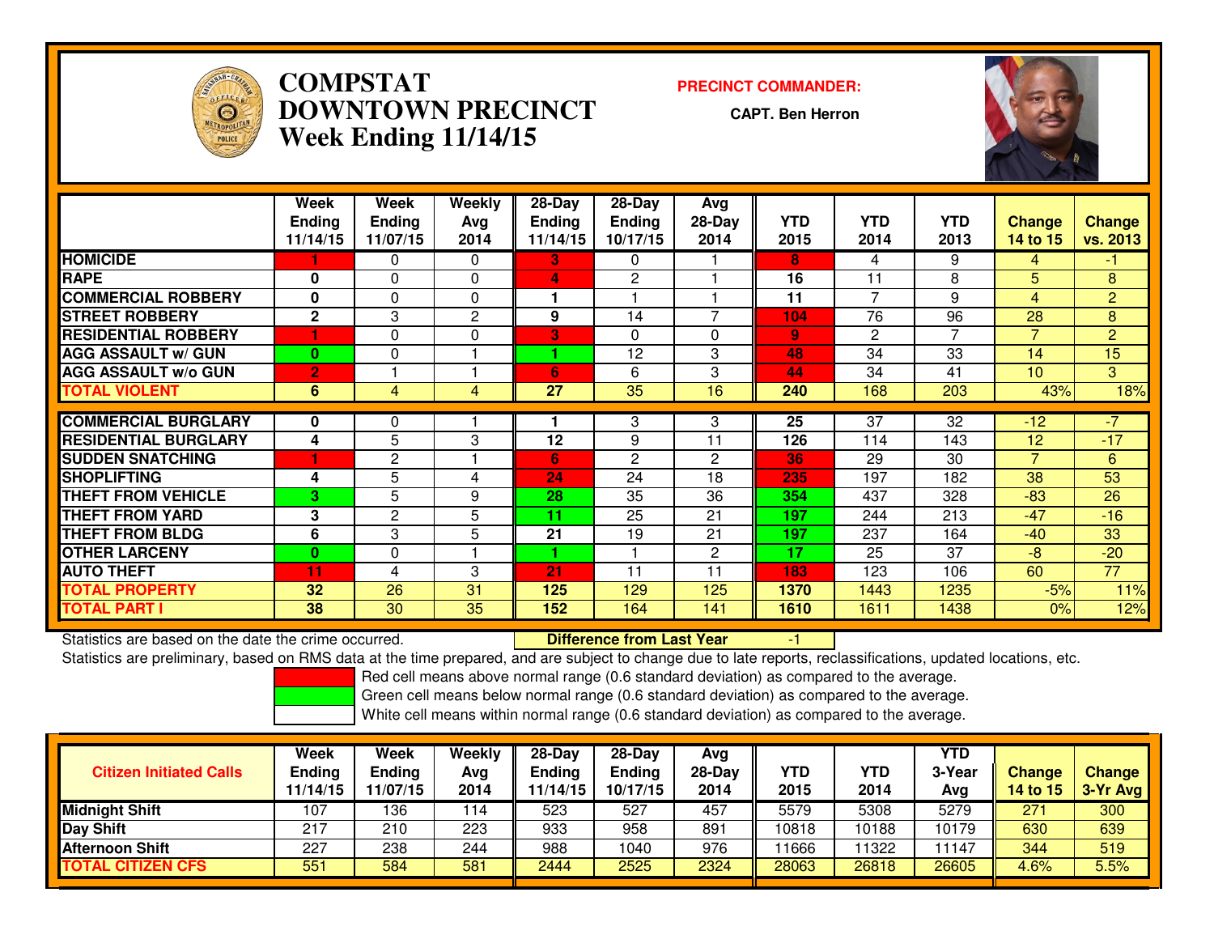# COMPSTAT DOWNTOWN PRECINCT
## Week Ending 11/14/15

**PRECINCT COMMANDER:**
**CAPT. Ben Herron**

| | Week Ending 11/14/15 | Week Ending 11/07/15 | Weekly Avg 2014 | 28-Day Ending 11/14/15 | 28-Day Ending 10/17/15 | Avg 28-Day 2014 | YTD 2015 | YTD 2014 | YTD 2013 | Change 14 to 15 | Change vs. 2013 |
|---|---|---|---|---|---|---|---|---|---|---|---|
| **HOMICIDE** | 1 | 0 | 0 | 3 | 0 | 1 | 8 | 4 | 9 | 4 | -1 |
| **RAPE** | 0 | 0 | 0 | 4 | 2 | 1 | 16 | 11 | 8 | 5 | 8 |
| **COMMERCIAL ROBBERY** | 0 | 0 | 0 | 1 | 1 | 1 | 11 | 7 | 9 | 4 | 2 |
| **STREET ROBBERY** | 2 | 3 | 2 | 9 | 14 | 7 | 104 | 76 | 96 | 28 | 8 |
| **RESIDENTIAL ROBBERY** | 1 | 0 | 0 | 3 | 0 | 0 | 9 | 2 | 7 | 7 | 2 |
| **AGG ASSAULT w/ GUN** | 0 | 0 | 1 | 1 | 12 | 3 | 48 | 34 | 33 | 14 | 15 |
| **AGG ASSAULT w/o GUN** | 2 | 1 | 1 | 6 | 6 | 3 | 44 | 34 | 41 | 10 | 3 |
| **TOTAL VIOLENT** | 6 | 4 | 4 | 27 | 35 | 16 | 240 | 168 | 203 | 43% | 18% |
| **COMMERCIAL BURGLARY** | 0 | 0 | 1 | 1 | 3 | 3 | 25 | 37 | 32 | -12 | -7 |
| **RESIDENTIAL BURGLARY** | 4 | 5 | 3 | 12 | 9 | 11 | 126 | 114 | 143 | 12 | -17 |
| **SUDDEN SNATCHING** | 1 | 2 | 1 | 6 | 2 | 2 | 36 | 29 | 30 | 7 | 6 |
| **SHOPLIFTING** | 4 | 5 | 4 | 24 | 24 | 18 | 235 | 197 | 182 | 38 | 53 |
| **THEFT FROM VEHICLE** | 3 | 5 | 9 | 28 | 35 | 36 | 354 | 437 | 328 | -83 | 26 |
| **THEFT FROM YARD** | 3 | 2 | 5 | 11 | 25 | 21 | 197 | 244 | 213 | -47 | -16 |
| **THEFT FROM BLDG** | 6 | 3 | 5 | 21 | 19 | 21 | 197 | 237 | 164 | -40 | 33 |
| **OTHER LARCENY** | 0 | 0 | 1 | 1 | 1 | 2 | 17 | 25 | 37 | -8 | -20 |
| **AUTO THEFT** | 11 | 4 | 3 | 21 | 11 | 11 | 183 | 123 | 106 | 60 | 77 |
| **TOTAL PROPERTY** | 32 | 26 | 31 | 125 | 129 | 125 | 1370 | 1443 | 1235 | -5% | 11% |
| **TOTAL PART I** | 38 | 30 | 35 | 152 | 164 | 141 | 1610 | 1611 | 1438 | 0% | 12% |

Statistics are based on the date the crime occurred. **Difference from Last Year** -1

Statistics are preliminary, based on RMS data at the time prepared, and are subject to change due to late reports, reclassifications, updated locations, etc.

Red cell means above normal range (0.6 standard deviation) as compared to the average.
Green cell means below normal range (0.6 standard deviation) as compared to the average.
White cell means within normal range (0.6 standard deviation) as compared to the average.

| Citizen Initiated Calls | Week Ending 11/14/15 | Week Ending 11/07/15 | Weekly Avg 2014 | 28-Day Ending 11/14/15 | 28-Day Ending 10/17/15 | Avg 28-Day 2014 | YTD 2015 | YTD 2014 | YTD 3-Year Avg | Change 14 to 15 | Change 3-Yr Avg |
|---|---|---|---|---|---|---|---|---|---|---|---|
| **Midnight Shift** | 107 | 136 | 114 | 523 | 527 | 457 | 5579 | 5308 | 5279 | 271 | 300 |
| **Day Shift** | 217 | 210 | 223 | 933 | 958 | 891 | 10818 | 10188 | 10179 | 630 | 639 |
| **Afternoon Shift** | 227 | 238 | 244 | 988 | 1040 | 976 | 11666 | 11322 | 11147 | 344 | 519 |
| **TOTAL CITIZEN CFS** | 551 | 584 | 581 | 2444 | 2525 | 2324 | 28063 | 26818 | 26605 | 4.6% | 5.5% |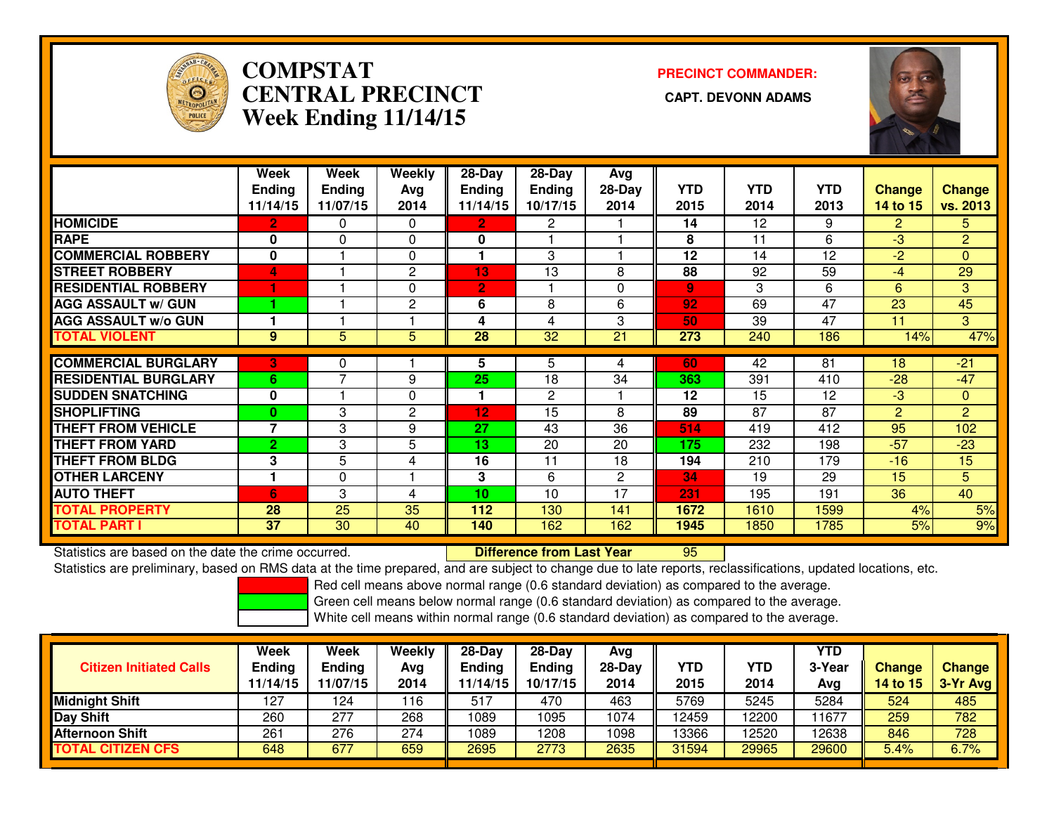# COMPSTAT CENTRAL PRECINCT Week Ending 11/14/15

**PRECINCT COMMANDER:**

**CAPT. DEVONN ADAMS**

| | Week Ending 11/14/15 | Week Ending 11/07/15 | Weekly Avg 2014 | 28-Day Ending 11/14/15 | 28-Day Ending 10/17/15 | Avg 28-Day 2014 | YTD 2015 | YTD 2014 | YTD 2013 | Change 14 to 15 | Change vs. 2013 |
|---|---|---|---|---|---|---|---|---|---|---|---|
| HOMICIDE | 2 | 0 | 0 | 2 | 2 | 1 | 14 | 12 | 9 | 2 | 5 |
| RAPE | 0 | 0 | 0 | 0 | 1 | 1 | 8 | 11 | 6 | -3 | 2 |
| COMMERCIAL ROBBERY | 0 | 1 | 0 | 1 | 3 | 1 | 12 | 14 | 12 | -2 | 0 |
| STREET ROBBERY | 4 | 1 | 2 | 13 | 13 | 8 | 88 | 92 | 59 | -4 | 29 |
| RESIDENTIAL ROBBERY | 1 | 1 | 0 | 2 | 1 | 0 | 9 | 3 | 6 | 6 | 3 |
| AGG ASSAULT w/ GUN | 1 | 1 | 2 | 6 | 8 | 6 | 92 | 69 | 47 | 23 | 45 |
| AGG ASSAULT w/o GUN | 1 | 1 | 1 | 4 | 4 | 3 | 50 | 39 | 47 | 11 | 3 |
| TOTAL VIOLENT | 9 | 5 | 5 | 28 | 32 | 21 | 273 | 240 | 186 | 14% | 47% |
| COMMERCIAL BURGLARY | 3 | 0 | 1 | 5 | 5 | 4 | 60 | 42 | 81 | 18 | -21 |
| RESIDENTIAL BURGLARY | 6 | 7 | 9 | 25 | 18 | 34 | 363 | 391 | 410 | -28 | -47 |
| SUDDEN SNATCHING | 0 | 1 | 0 | 1 | 2 | 1 | 12 | 15 | 12 | -3 | 0 |
| SHOPLIFTING | 0 | 3 | 2 | 12 | 15 | 8 | 89 | 87 | 87 | 2 | 2 |
| THEFT FROM VEHICLE | 7 | 3 | 9 | 27 | 43 | 36 | 514 | 419 | 412 | 95 | 102 |
| THEFT FROM YARD | 2 | 3 | 5 | 13 | 20 | 20 | 175 | 232 | 198 | -57 | -23 |
| THEFT FROM BLDG | 3 | 5 | 4 | 16 | 11 | 18 | 194 | 210 | 179 | -16 | 15 |
| OTHER LARCENY | 1 | 0 | 1 | 3 | 6 | 2 | 34 | 19 | 29 | 15 | 5 |
| AUTO THEFT | 6 | 3 | 4 | 10 | 10 | 17 | 231 | 195 | 191 | 36 | 40 |
| TOTAL PROPERTY | 28 | 25 | 35 | 112 | 130 | 141 | 1672 | 1610 | 1599 | 4% | 5% |
| TOTAL PART I | 37 | 30 | 40 | 140 | 162 | 162 | 1945 | 1850 | 1785 | 5% | 9% |

Statistics are based on the date the crime occurred. **Difference from Last Year** 95

Statistics are preliminary, based on RMS data at the time prepared, and are subject to change due to late reports, reclassifications, updated locations, etc.

Red cell means above normal range (0.6 standard deviation) as compared to the average.
Green cell means below normal range (0.6 standard deviation) as compared to the average.
White cell means within normal range (0.6 standard deviation) as compared to the average.

| Citizen Initiated Calls | Week Ending 11/14/15 | Week Ending 11/07/15 | Weekly Avg 2014 | 28-Day Ending 11/14/15 | 28-Day Ending 10/17/15 | Avg 28-Day 2014 | YTD 2015 | YTD 2014 | YTD 3-Year Avg | Change 14 to 15 | Change 3-Yr Avg |
|---|---|---|---|---|---|---|---|---|---|---|---|
| Midnight Shift | 127 | 124 | 116 | 517 | 470 | 463 | 5769 | 5245 | 5284 | 524 | 485 |
| Day Shift | 260 | 277 | 268 | 1089 | 1095 | 1074 | 12459 | 12200 | 11677 | 259 | 782 |
| Afternoon Shift | 261 | 276 | 274 | 1089 | 1208 | 1098 | 13366 | 12520 | 12638 | 846 | 728 |
| TOTAL CITIZEN CFS | 648 | 677 | 659 | 2695 | 2773 | 2635 | 31594 | 29965 | 29600 | 5.4% | 6.7% |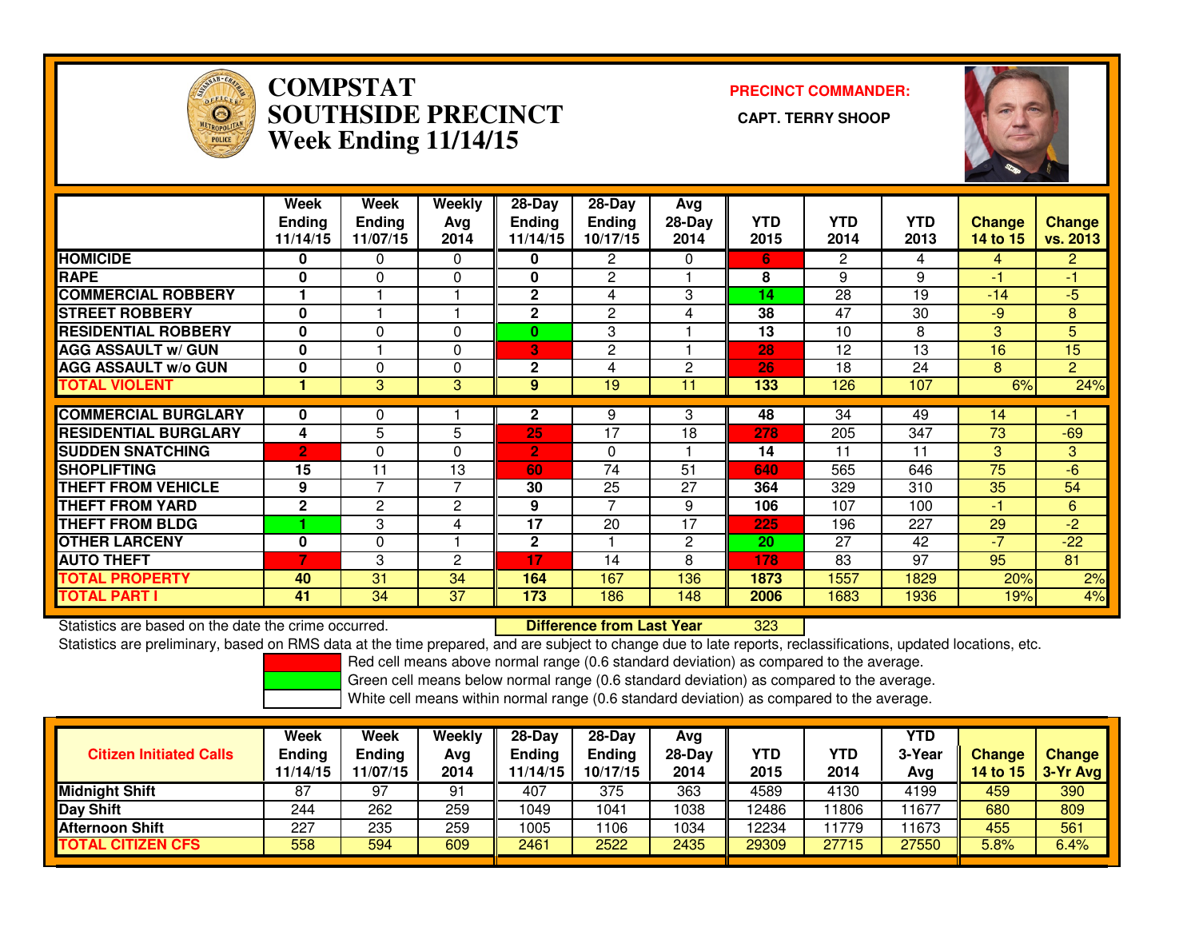# COMPSTAT
# SOUTHSIDE PRECINCT
# Week Ending 11/14/15

**PRECINCT COMMANDER:**

**CAPT. TERRY SHOOP**

| | Week Ending 11/14/15 | Week Ending 11/07/15 | Weekly Avg 2014 | 28-Day Ending 11/14/15 | 28-Day Ending 10/17/15 | Avg 28-Day 2014 | YTD 2015 | YTD 2014 | YTD 2013 | Change 14 to 15 | Change vs. 2013 |
|---|---|---|---|---|---|---|---|---|---|---|---|
| HOMICIDE | 0 | 0 | 0 | 0 | 2 | 0 | 6 | 2 | 4 | 4 | 2 |
| RAPE | 0 | 0 | 0 | 0 | 2 | 1 | 8 | 9 | 9 | -1 | -1 |
| COMMERCIAL ROBBERY | 1 | 1 | 1 | 2 | 4 | 3 | 14 | 28 | 19 | -14 | -5 |
| STREET ROBBERY | 0 | 1 | 1 | 2 | 2 | 4 | 38 | 47 | 30 | -9 | 8 |
| RESIDENTIAL ROBBERY | 0 | 0 | 0 | 0 | 3 | 1 | 13 | 10 | 8 | 3 | 5 |
| AGG ASSAULT w/ GUN | 0 | 1 | 0 | 3 | 2 | 1 | 28 | 12 | 13 | 16 | 15 |
| AGG ASSAULT w/o GUN | 0 | 0 | 0 | 2 | 4 | 2 | 26 | 18 | 24 | 8 | 2 |
| TOTAL VIOLENT | 1 | 3 | 3 | 9 | 19 | 11 | 133 | 126 | 107 | 6% | 24% |
| COMMERCIAL BURGLARY | 0 | 0 | 1 | 2 | 9 | 3 | 48 | 34 | 49 | 14 | -1 |
| RESIDENTIAL BURGLARY | 4 | 5 | 5 | 25 | 17 | 18 | 278 | 205 | 347 | 73 | -69 |
| SUDDEN SNATCHING | 2 | 0 | 0 | 2 | 0 | 1 | 14 | 11 | 11 | 3 | 3 |
| SHOPLIFTING | 15 | 11 | 13 | 60 | 74 | 51 | 640 | 565 | 646 | 75 | -6 |
| THEFT FROM VEHICLE | 9 | 7 | 7 | 30 | 25 | 27 | 364 | 329 | 310 | 35 | 54 |
| THEFT FROM YARD | 2 | 2 | 2 | 9 | 7 | 9 | 106 | 107 | 100 | -1 | 6 |
| THEFT FROM BLDG | 1 | 3 | 4 | 17 | 20 | 17 | 225 | 196 | 227 | 29 | -2 |
| OTHER LARCENY | 0 | 0 | 1 | 2 | 1 | 2 | 20 | 27 | 42 | -7 | -22 |
| AUTO THEFT | 7 | 3 | 2 | 17 | 14 | 8 | 178 | 83 | 97 | 95 | 81 |
| TOTAL PROPERTY | 40 | 31 | 34 | 164 | 167 | 136 | 1873 | 1557 | 1829 | 20% | 2% |
| TOTAL PART I | 41 | 34 | 37 | 173 | 186 | 148 | 2006 | 1683 | 1936 | 19% | 4% |

Statistics are based on the date the crime occurred. **Difference from Last Year** 323

Statistics are preliminary, based on RMS data at the time prepared, and are subject to change due to late reports, reclassifications, updated locations, etc.

Red cell means above normal range (0.6 standard deviation) as compared to the average.

Green cell means below normal range (0.6 standard deviation) as compared to the average.

White cell means within normal range (0.6 standard deviation) as compared to the average.

| Citizen Initiated Calls | Week Ending 11/14/15 | Week Ending 11/07/15 | Weekly Avg 2014 | 28-Day Ending 11/14/15 | 28-Day Ending 10/17/15 | Avg 28-Day 2014 | YTD 2015 | YTD 2014 | YTD 3-Year Avg | Change 14 to 15 | Change 3-Yr Avg |
|---|---|---|---|---|---|---|---|---|---|---|---|
| Midnight Shift | 87 | 97 | 91 | 407 | 375 | 363 | 4589 | 4130 | 4199 | 459 | 390 |
| Day Shift | 244 | 262 | 259 | 1049 | 1041 | 1038 | 12486 | 11806 | 11677 | 680 | 809 |
| Afternoon Shift | 227 | 235 | 259 | 1005 | 1106 | 1034 | 12234 | 11779 | 11673 | 455 | 561 |
| TOTAL CITIZEN CFS | 558 | 594 | 609 | 2461 | 2522 | 2435 | 29309 | 27715 | 27550 | 5.8% | 6.4% |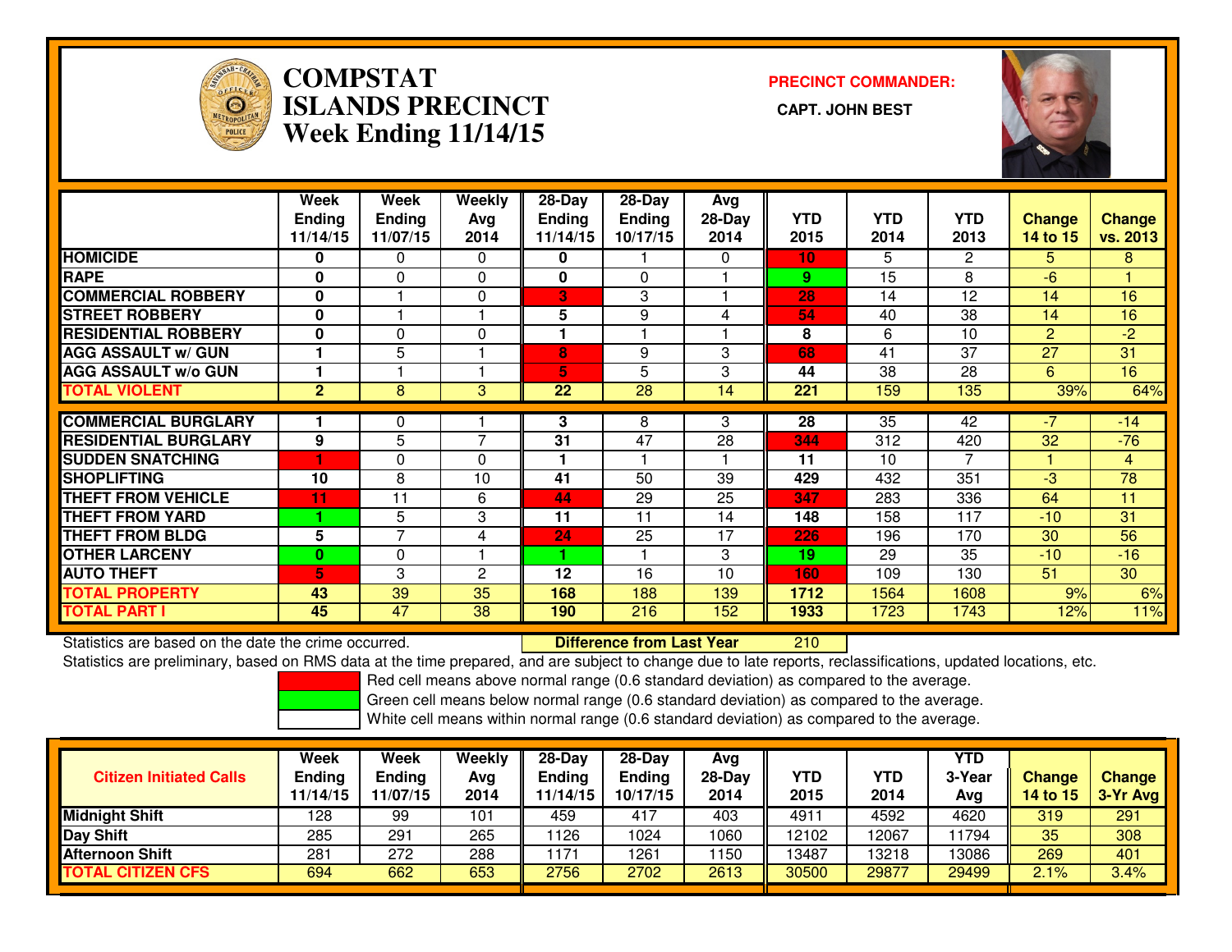# COMPSTAT
# ISLANDS PRECINCT
# Week Ending 11/14/15

**PRECINCT COMMANDER:**

**CAPT. JOHN BEST**

| | Week Ending 11/14/15 | Week Ending 11/07/15 | Weekly Avg 2014 | 28-Day Ending 11/14/15 | 28-Day Ending 10/17/15 | Avg 28-Day 2014 | YTD 2015 | YTD 2014 | YTD 2013 | Change 14 to 15 | Change vs. 2013 |
|---|---|---|---|---|---|---|---|---|---|---|---|
| HOMICIDE | 0 | 0 | 0 | 0 | 1 | 0 | 10 | 5 | 2 | 5 | 8 |
| RAPE | 0 | 0 | 0 | 0 | 0 | 1 | 9 | 15 | 8 | -6 | 1 |
| COMMERCIAL ROBBERY | 0 | 1 | 0 | 3 | 3 | 1 | 28 | 14 | 12 | 14 | 16 |
| STREET ROBBERY | 0 | 1 | 1 | 5 | 9 | 4 | 54 | 40 | 38 | 14 | 16 |
| RESIDENTIAL ROBBERY | 0 | 0 | 0 | 1 | 1 | 1 | 8 | 6 | 10 | 2 | -2 |
| AGG ASSAULT w/ GUN | 1 | 5 | 1 | 8 | 9 | 3 | 68 | 41 | 37 | 27 | 31 |
| AGG ASSAULT w/o GUN | 1 | 1 | 1 | 5 | 5 | 3 | 44 | 38 | 28 | 6 | 16 |
| TOTAL VIOLENT | 2 | 8 | 3 | 22 | 28 | 14 | 221 | 159 | 135 | 39% | 64% |
| COMMERCIAL BURGLARY | 1 | 0 | 1 | 3 | 8 | 3 | 28 | 35 | 42 | -7 | -14 |
| RESIDENTIAL BURGLARY | 9 | 5 | 7 | 31 | 47 | 28 | 344 | 312 | 420 | 32 | -76 |
| SUDDEN SNATCHING | 1 | 0 | 0 | 1 | 1 | 1 | 11 | 10 | 7 | 1 | 4 |
| SHOPLIFTING | 10 | 8 | 10 | 41 | 50 | 39 | 429 | 432 | 351 | -3 | 78 |
| THEFT FROM VEHICLE | 11 | 11 | 6 | 44 | 29 | 25 | 347 | 283 | 336 | 64 | 11 |
| THEFT FROM YARD | 1 | 5 | 3 | 11 | 11 | 14 | 148 | 158 | 117 | -10 | 31 |
| THEFT FROM BLDG | 5 | 7 | 4 | 24 | 25 | 17 | 226 | 196 | 170 | 30 | 56 |
| OTHER LARCENY | 0 | 0 | 1 | 1 | 1 | 3 | 19 | 29 | 35 | -10 | -16 |
| AUTO THEFT | 5 | 3 | 2 | 12 | 16 | 10 | 160 | 109 | 130 | 51 | 30 |
| TOTAL PROPERTY | 43 | 39 | 35 | 168 | 188 | 139 | 1712 | 1564 | 1608 | 9% | 6% |
| TOTAL PART I | 45 | 47 | 38 | 190 | 216 | 152 | 1933 | 1723 | 1743 | 12% | 11% |

Statistics are based on the date the crime occurred. **Difference from Last Year** 210

Statistics are preliminary, based on RMS data at the time prepared, and are subject to change due to late reports, reclassifications, updated locations, etc.

Red cell means above normal range (0.6 standard deviation) as compared to the average.
Green cell means below normal range (0.6 standard deviation) as compared to the average.
White cell means within normal range (0.6 standard deviation) as compared to the average.

| Citizen Initiated Calls | Week Ending 11/14/15 | Week Ending 11/07/15 | Weekly Avg 2014 | 28-Day Ending 11/14/15 | 28-Day Ending 10/17/15 | Avg 28-Day 2014 | YTD 2015 | YTD 2014 | YTD 3-Year Avg | Change 14 to 15 | Change 3-Yr Avg |
|---|---|---|---|---|---|---|---|---|---|---|---|
| Midnight Shift | 128 | 99 | 101 | 459 | 417 | 403 | 4911 | 4592 | 4620 | 319 | 291 |
| Day Shift | 285 | 291 | 265 | 1126 | 1024 | 1060 | 12102 | 12067 | 11794 | 35 | 308 |
| Afternoon Shift | 281 | 272 | 288 | 1171 | 1261 | 1150 | 13487 | 13218 | 13086 | 269 | 401 |
| TOTAL CITIZEN CFS | 694 | 662 | 653 | 2756 | 2702 | 2613 | 30500 | 29877 | 29499 | 2.1% | 3.4% |